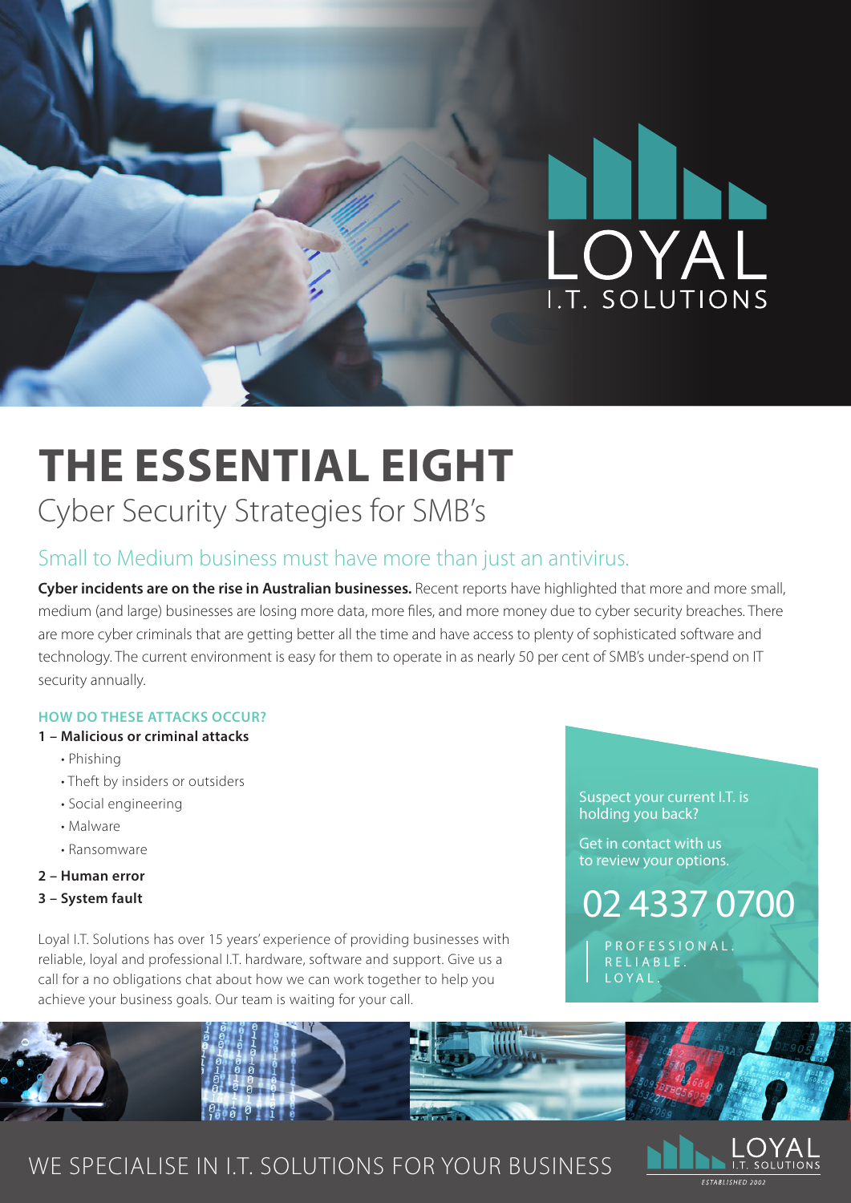LOYAL
I.T. SOLUTIONS

# THE ESSENTIAL EIGHT

## Cyber Security Strategies for SMB's

### Small to Medium business must have more than just an antivirus.

**Cyber incidents are on the rise in Australian businesses.** Recent reports have highlighted that more and more small, medium (and large) businesses are losing more data, more files, and more money due to cyber security breaches. There are more cyber criminals that are getting better all the time and have access to plenty of sophisticated software and technology. The current environment is easy for them to operate in as nearly 50 per cent of SMB's under-spend on IT security annually.

**HOW DO THESE ATTACKS OCCUR?**

**1 – Malicious or criminal attacks**

- Phishing
- Theft by insiders or outsiders
- Social engineering
- Malware
- Ransomware

**2 – Human error**

**3 – System fault**

Loyal I.T. Solutions has over 15 years' experience of providing businesses with reliable, loyal and professional I.T. hardware, software and support. Give us a call for a no obligations chat about how we can work together to help you achieve your business goals. Our team is waiting for your call.

Suspect your current I.T. is holding you back?

Get in contact with us to review your options.

02 4337 0700

PROFESSIONAL.
RELIABLE.
LOYAL.

WE SPECIALISE IN I.T. SOLUTIONS FOR YOUR BUSINESS

LOYAL I.T. SOLUTIONS
ESTABLISHED 2002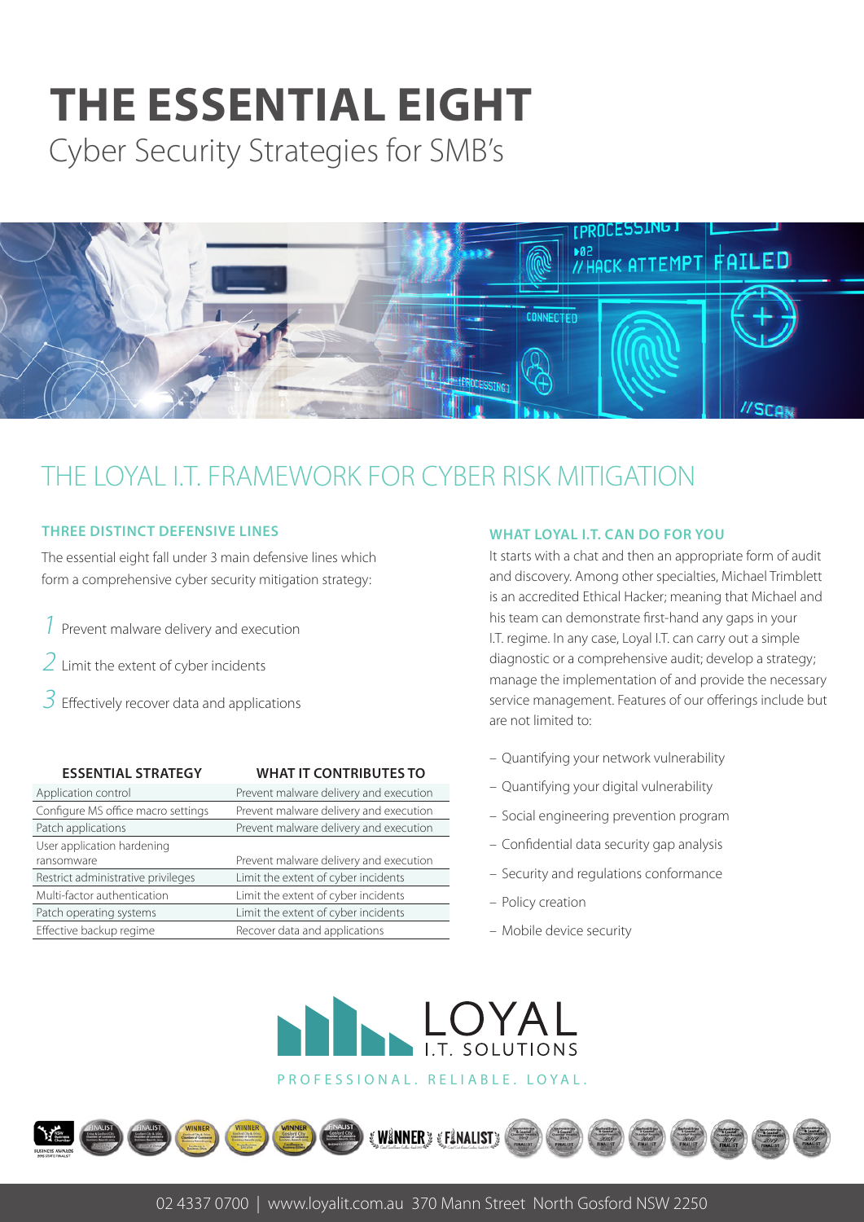# THE ESSENTIAL EIGHT

Cyber Security Strategies for SMB's

## THE LOYAL I.T. FRAMEWORK FOR CYBER RISK MITIGATION

### THREE DISTINCT DEFENSIVE LINES

The essential eight fall under 3 main defensive lines which form a comprehensive cyber security mitigation strategy:

1 Prevent malware delivery and execution

2 Limit the extent of cyber incidents

3 Effectively recover data and applications

| ESSENTIAL STRATEGY | WHAT IT CONTRIBUTES TO |
|---|---|
| Application control | Prevent malware delivery and execution |
| Configure MS office macro settings | Prevent malware delivery and execution |
| Patch applications | Prevent malware delivery and execution |
| User application hardening ransomware | Prevent malware delivery and execution |
| Restrict administrative privileges | Limit the extent of cyber incidents |
| Multi-factor authentication | Limit the extent of cyber incidents |
| Patch operating systems | Limit the extent of cyber incidents |
| Effective backup regime | Recover data and applications |

### WHAT LOYAL I.T. CAN DO FOR YOU

It starts with a chat and then an appropriate form of audit and discovery. Among other specialties, Michael Trimblett is an accredited Ethical Hacker; meaning that Michael and his team can demonstrate first-hand any gaps in your I.T. regime. In any case, Loyal I.T. can carry out a simple diagnostic or a comprehensive audit; develop a strategy; manage the implementation of and provide the necessary service management. Features of our offerings include but are not limited to:

- Quantifying your network vulnerability
- Quantifying your digital vulnerability
- Social engineering prevention program
- Confidential data security gap analysis
- Security and regulations conformance
- Policy creation
- Mobile device security

LOYAL I.T. SOLUTIONS

PROFESSIONAL. RELIABLE. LOYAL.

02 4337 0700 | www.loyalit.com.au 370 Mann Street North Gosford NSW 2250